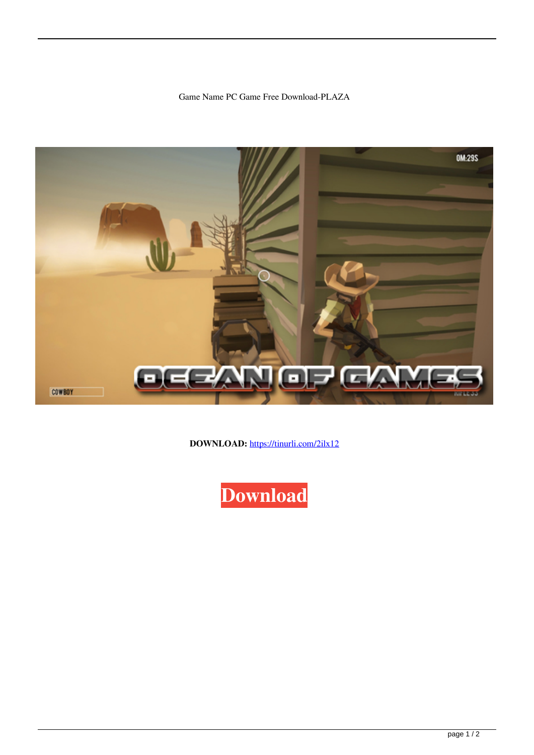Game Name PC Game Free Download-PLAZA

**DOWNLOAD:** https://tinurli.com/2ilx12

Download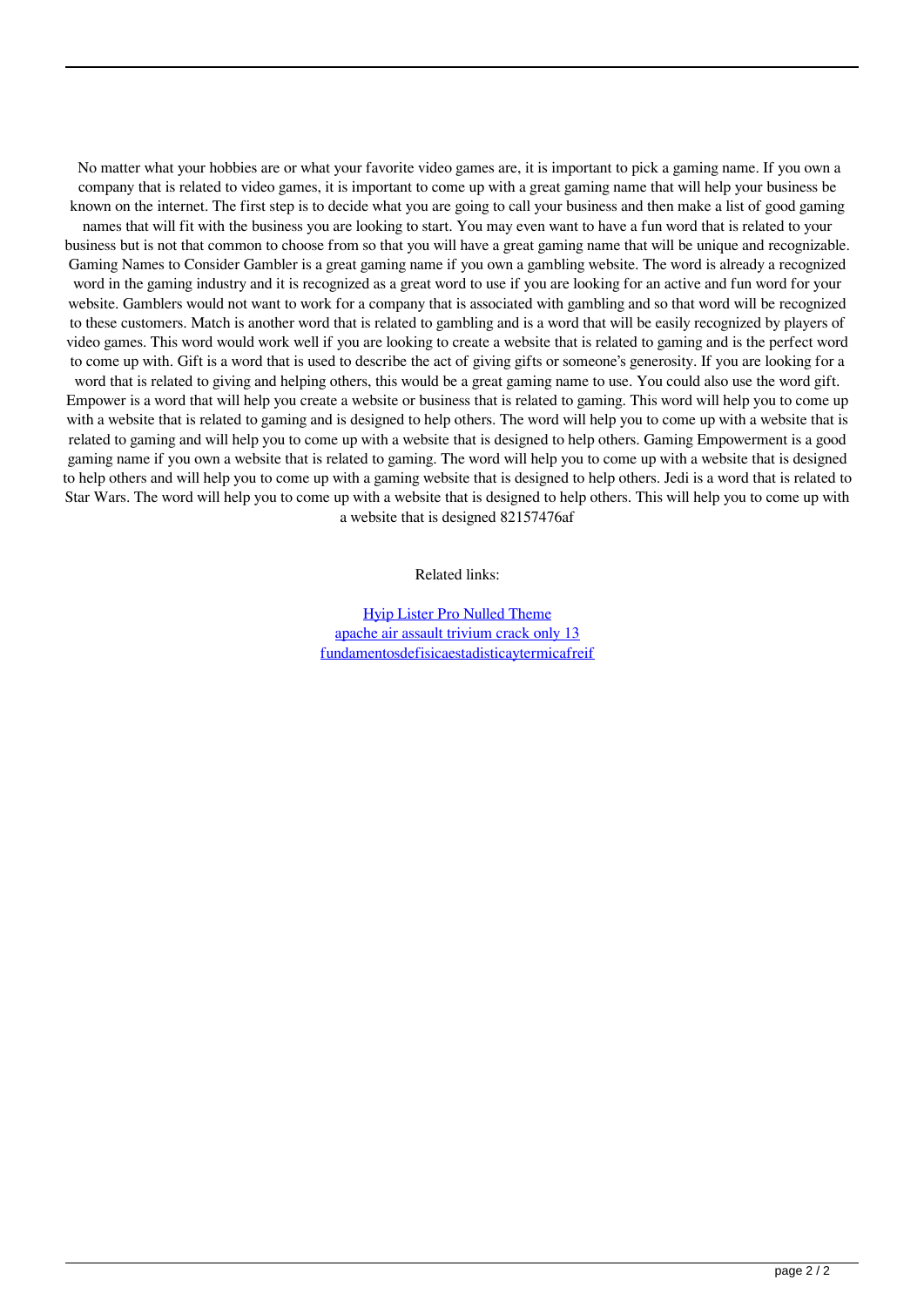No matter what your hobbies are or what your favorite video games are, it is important to pick a gaming name. If you own a company that is related to video games, it is important to come up with a great gaming name that will help your business be known on the internet. The first step is to decide what you are going to call your business and then make a list of good gaming names that will fit with the business you are looking to start. You may even want to have a fun word that is related to your business but is not that common to choose from so that you will have a great gaming name that will be unique and recognizable. Gaming Names to Consider Gambler is a great gaming name if you own a gambling website. The word is already a recognized word in the gaming industry and it is recognized as a great word to use if you are looking for an active and fun word for your website. Gamblers would not want to work for a company that is associated with gambling and so that word will be recognized to these customers. Match is another word that is related to gambling and is a word that will be easily recognized by players of video games. This word would work well if you are looking to create a website that is related to gaming and is the perfect word to come up with. Gift is a word that is used to describe the act of giving gifts or someone's generosity. If you are looking for a word that is related to giving and helping others, this would be a great gaming name to use. You could also use the word gift. Empower is a word that will help you create a website or business that is related to gaming. This word will help you to come up with a website that is related to gaming and is designed to help others. The word will help you to come up with a website that is related to gaming and will help you to come up with a website that is designed to help others. Gaming Empowerment is a good gaming name if you own a website that is related to gaming. The word will help you to come up with a website that is designed to help others and will help you to come up with a gaming website that is designed to help others. Jedi is a word that is related to Star Wars. The word will help you to come up with a website that is designed to help others. This will help you to come up with a website that is designed 82157476af

Related links:

[Hyip Lister Pro Nulled Theme]
[apache air assault trivium crack only 13]
[fundamentosdefisicaestadisticaytermicafreif]